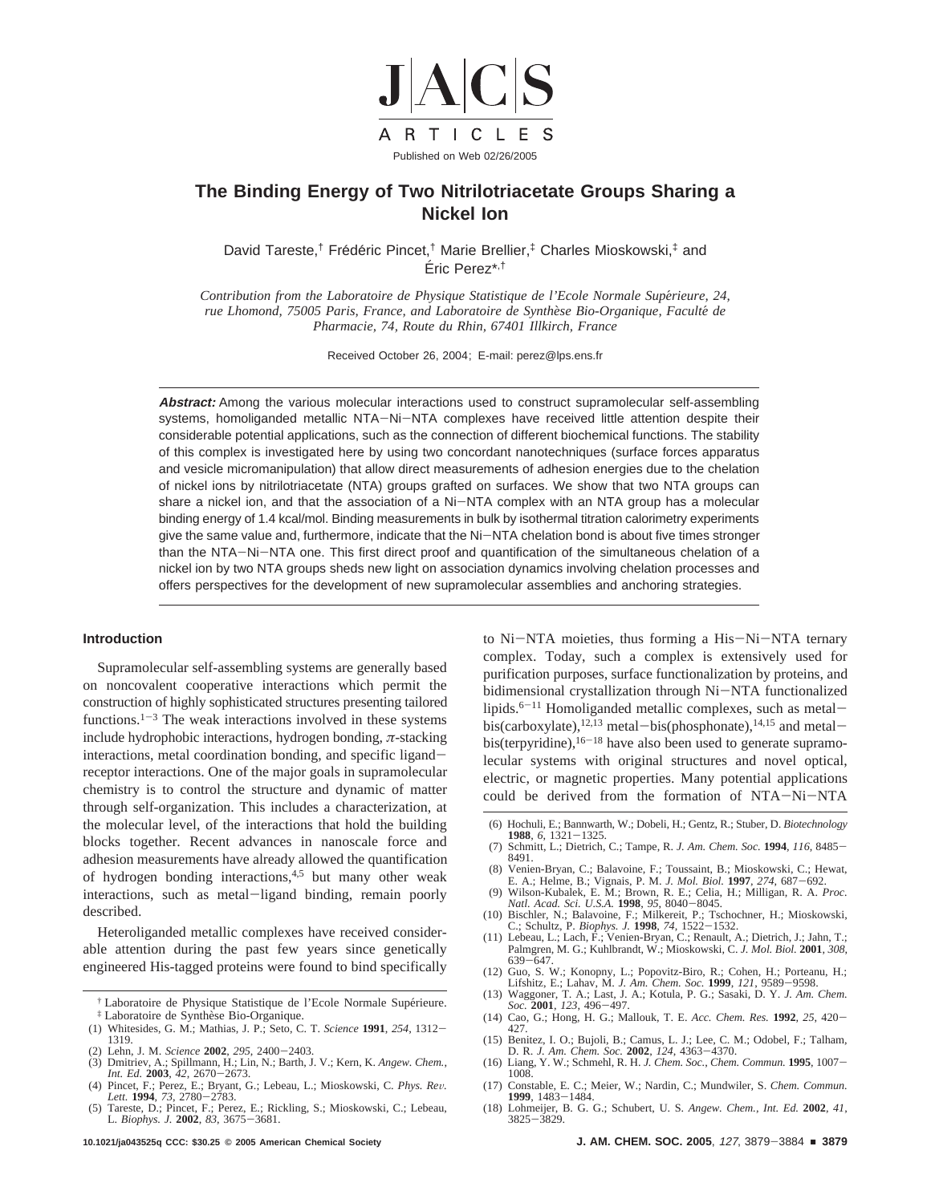# The Binding Energy of Two Nitrilotriacetate Groups Sharing a Nickel Ion

David Tareste,[†] Frédéric Pincet,[†] Marie Brellier,[‡] Charles Mioskowski,[‡] and Éric Perez*[,†]

*Contribution from the Laboratoire de Physique Statistique de l'Ecole Normale Supérieure, 24, rue Lhomond, 75005 Paris, France, and Laboratoire de Synthèse Bio-Organique, Faculté de Pharmacie, 74, Route du Rhin, 67401 Illkirch, France*

Received October 26, 2004; E-mail: perez@lps.ens.fr

**Abstract:** Among the various molecular interactions used to construct supramolecular self-assembling systems, homoliganded metallic NTA−Ni−NTA complexes have received little attention despite their considerable potential applications, such as the connection of different biochemical functions. The stability of this complex is investigated here by using two concordant nanotechniques (surface forces apparatus and vesicle micromanipulation) that allow direct measurements of adhesion energies due to the chelation of nickel ions by nitrilotriacetate (NTA) groups grafted on surfaces. We show that two NTA groups can share a nickel ion, and that the association of a Ni−NTA complex with an NTA group has a molecular binding energy of 1.4 kcal/mol. Binding measurements in bulk by isothermal titration calorimetry experiments give the same value and, furthermore, indicate that the Ni−NTA chelation bond is about five times stronger than the NTA−Ni−NTA one. This first direct proof and quantification of the simultaneous chelation of a nickel ion by two NTA groups sheds new light on association dynamics involving chelation processes and offers perspectives for the development of new supramolecular assemblies and anchoring strategies.

## Introduction

Supramolecular self-assembling systems are generally based on noncovalent cooperative interactions which permit the construction of highly sophisticated structures presenting tailored functions.[1−3] The weak interactions involved in these systems include hydrophobic interactions, hydrogen bonding, $\pi$-stacking interactions, metal coordination bonding, and specific ligand−receptor interactions. One of the major goals in supramolecular chemistry is to control the structure and dynamic of matter through self-organization. This includes a characterization, at the molecular level, of the interactions that hold the building blocks together. Recent advances in nanoscale force and adhesion measurements have already allowed the quantification of hydrogen bonding interactions,[4,5] but many other weak interactions, such as metal−ligand binding, remain poorly described.

Heteroliganded metallic complexes have received considerable attention during the past few years since genetically engineered His-tagged proteins were found to bind specifically to Ni−NTA moieties, thus forming a His−Ni−NTA ternary complex. Today, such a complex is extensively used for purification purposes, surface functionalization by proteins, and bidimensional crystallization through Ni−NTA functionalized lipids.[6−11] Homoliganded metallic complexes, such as metal−bis(carboxylate),[12,13] metal−bis(phosphonate),[14,15] and metal−bis(terpyridine),[16−18] have also been used to generate supramolecular systems with original structures and novel optical, electric, or magnetic properties. Many potential applications could be derived from the formation of NTA−Ni−NTA

[†] Laboratoire de Physique Statistique de l'Ecole Normale Supérieure.
[‡] Laboratoire de Synthèse Bio-Organique.

(1) Whitesides, G. M.; Mathias, J. P.; Seto, C. T. *Science* **1991**, *254*, 1312−1319.
(2) Lehn, J. M. *Science* **2002**, *295*, 2400−2403.
(3) Dmitriev, A.; Spillmann, H.; Lin, N.; Barth, J. V.; Kern, K. *Angew. Chem., Int. Ed.* **2003**, *42*, 2670−2673.
(4) Pincet, F.; Perez, E.; Bryant, G.; Lebeau, L.; Mioskowski, C. *Phys. Rev. Lett.* **1994**, *73*, 2780−2783.
(5) Tareste, D.; Pincet, F.; Perez, E.; Rickling, S.; Mioskowski, C.; Lebeau, L. *Biophys. J.* **2002**, *83*, 3675−3681.
(6) Hochuli, E.; Bannwarth, W.; Dobeli, H.; Gentz, R.; Stuber, D. *Biotechnology* **1988**, *6*, 1321−1325.
(7) Schmitt, L.; Dietrich, C.; Tampe, R. *J. Am. Chem. Soc.* **1994**, *116*, 8485−8491.
(8) Venien-Bryan, C.; Balavoine, F.; Toussaint, B.; Mioskowski, C.; Hewat, E. A.; Helme, B.; Vignais, P. M. *J. Mol. Biol.* **1997**, *274*, 687−692.
(9) Wilson-Kubalek, E. M.; Brown, R. E.; Celia, H.; Milligan, R. A. *Proc. Natl. Acad. Sci. U.S.A.* **1998**, *95*, 8040−8045.
(10) Bischler, N.; Balavoine, F.; Milkereit, P.; Tschochner, H.; Mioskowski, C.; Schultz, P. *Biophys. J.* **1998**, *74*, 1522−1532.
(11) Lebeau, L.; Lach, F.; Venien-Bryan, C.; Renault, A.; Dietrich, J.; Jahn, T.; Palmgren, M. G.; Kuhlbrandt, W.; Mioskowski, C. *J. Mol. Biol.* **2001**, *308*, 639−647.
(12) Guo, S. W.; Konopny, L.; Popovitz-Biro, R.; Cohen, H.; Porteanu, H.; Lifshitz, E.; Lahav, M. *J. Am. Chem. Soc.* **1999**, *121*, 9589−9598.
(13) Waggoner, T. A.; Last, J. A.; Kotula, P. G.; Sasaki, D. Y. *J. Am. Chem. Soc.* **2001**, *123*, 496−497.
(14) Cao, G.; Hong, H. G.; Mallouk, T. E. *Acc. Chem. Res.* **1992**, *25*, 420−427.
(15) Benitez, I. O.; Bujoli, B.; Camus, L. J.; Lee, C. M.; Odobel, F.; Talham, D. R. *J. Am. Chem. Soc.* **2002**, *124*, 4363−4370.
(16) Liang, Y. W.; Schmehl, R. H. *J. Chem. Soc., Chem. Commun.* **1995**, 1007−1008.
(17) Constable, E. C.; Meier, W.; Nardin, C.; Mundwiler, S. *Chem. Commun.* **1999**, 1483−1484.
(18) Lohmeijer, B. G. G.; Schubert, U. S. *Angew. Chem., Int. Ed.* **2002**, *41*, 3825−3829.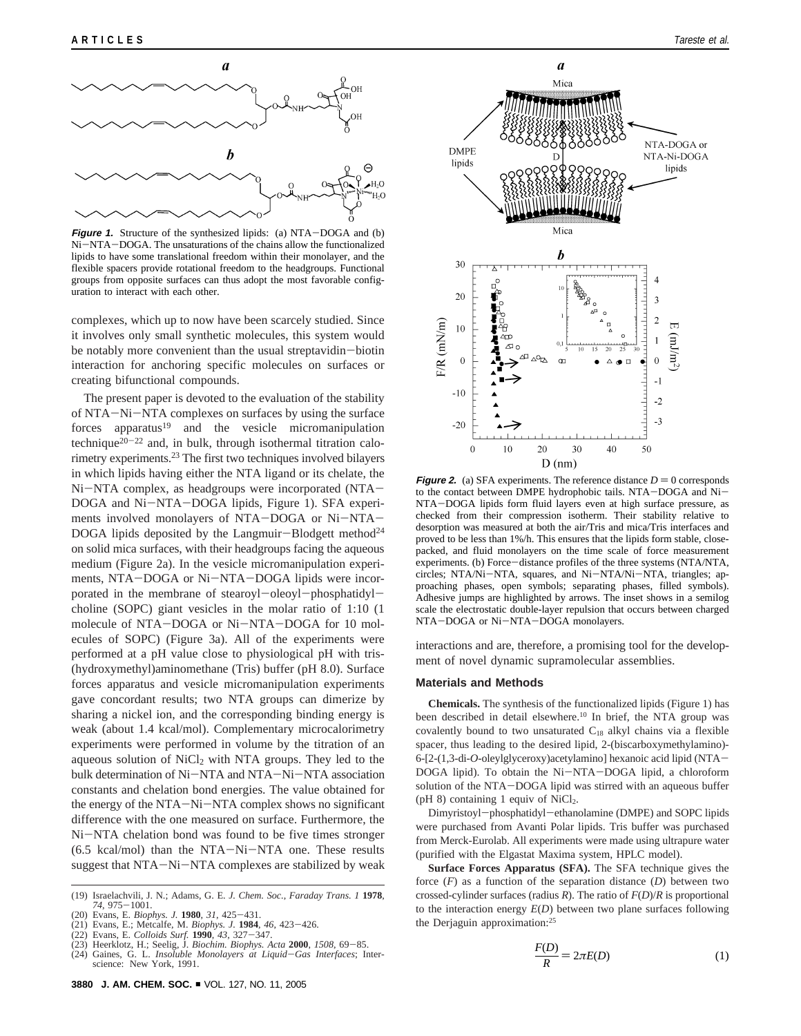**Figure 1.** Structure of the synthesized lipids: (a) NTA−DOGA and (b) Ni−NTA−DOGA. The unsaturations of the chains allow the functionalized lipids to have some translational freedom within their monolayer, and the flexible spacers provide rotational freedom to the headgroups. Functional groups from opposite surfaces can thus adopt the most favorable configuration to interact with each other.

complexes, which up to now have been scarcely studied. Since it involves only small synthetic molecules, this system would be notably more convenient than the usual streptavidin−biotin interaction for anchoring specific molecules on surfaces or creating bifunctional compounds.

The present paper is devoted to the evaluation of the stability of NTA−Ni−NTA complexes on surfaces by using the surface forces apparatus[19] and the vesicle micromanipulation technique[20−22] and, in bulk, through isothermal titration calorimetry experiments.[23] The first two techniques involved bilayers in which lipids having either the NTA ligand or its chelate, the Ni−NTA complex, as headgroups were incorporated (NTA−DOGA and Ni−NTA−DOGA lipids, Figure 1). SFA experiments involved monolayers of NTA−DOGA or Ni−NTA−DOGA lipids deposited by the Langmuir−Blodgett method[24] on solid mica surfaces, with their headgroups facing the aqueous medium (Figure 2a). In the vesicle micromanipulation experiments, NTA−DOGA or Ni−NTA−DOGA lipids were incorporated in the membrane of stearoyl−oleoyl−phosphatidyl−choline (SOPC) giant vesicles in the molar ratio of 1:10 (1 molecule of NTA−DOGA or Ni−NTA−DOGA for 10 molecules of SOPC) (Figure 3a). All of the experiments were performed at a pH value close to physiological pH with tris-(hydroxymethyl)aminomethane (Tris) buffer (pH 8.0). Surface forces apparatus and vesicle micromanipulation experiments gave concordant results; two NTA groups can dimerize by sharing a nickel ion, and the corresponding binding energy is weak (about 1.4 kcal/mol). Complementary microcalorimetry experiments were performed in volume by the titration of an aqueous solution of $NiCl_2$ with NTA groups. They led to the bulk determination of Ni−NTA and NTA−Ni−NTA association constants and chelation bond energies. The value obtained for the energy of the NTA−Ni−NTA complex shows no significant difference with the one measured on surface. Furthermore, the Ni−NTA chelation bond was found to be five times stronger (6.5 kcal/mol) than the NTA−Ni−NTA one. These results suggest that NTA−Ni−NTA complexes are stabilized by weak interactions and are, therefore, a promising tool for the development of novel dynamic supramolecular assemblies.

**Figure 2.** (a) SFA experiments. The reference distance $D = 0$ corresponds to the contact between DMPE hydrophobic tails. NTA−DOGA and Ni−NTA−DOGA lipids form fluid layers even at high surface pressure, as checked from their compression isotherm. Their stability relative to desorption was measured at both the air/Tris and mica/Tris interfaces and proved to be less than 1%/h. This ensures that the lipids form stable, close-packed, and fluid monolayers on the time scale of force measurement experiments. (b) Force−distance profiles of the three systems (NTA/NTA, circles; NTA/Ni−NTA, squares, and Ni−NTA/Ni−NTA, triangles; approaching phases, open symbols; separating phases, filled symbols). Adhesive jumps are highlighted by arrows. The inset shows in a semilog scale the electrostatic double-layer repulsion that occurs between charged NTA−DOGA or Ni−NTA−DOGA monolayers.

### Materials and Methods

**Chemicals.** The synthesis of the functionalized lipids (Figure 1) has been described in detail elsewhere.[10] In brief, the NTA group was covalently bound to two unsaturated $C_{18}$ alkyl chains via a flexible spacer, thus leading to the desired lipid, 2-(biscarboxymethylamino)-6-[2-(1,3-di-*O*-oleylglyceroxy)acetylamino] hexanoic acid lipid (NTA−DOGA lipid). To obtain the Ni−NTA−DOGA lipid, a chloroform solution of the NTA−DOGA lipid was stirred with an aqueous buffer (pH 8) containing 1 equiv of $NiCl_2$.

Dimyristoyl−phosphatidyl−ethanolamine (DMPE) and SOPC lipids were purchased from Avanti Polar lipids. Tris buffer was purchased from Merck-Eurolab. All experiments were made using ultrapure water (purified with the Elgastat Maxima system, HPLC model).

**Surface Forces Apparatus (SFA).** The SFA technique gives the force ($F$) as a function of the separation distance ($D$) between two crossed-cylinder surfaces (radius $R$). The ratio of $F(D)/R$ is proportional to the interaction energy $E(D)$ between two plane surfaces following the Derjaguin approximation:[25]

$$\frac{F(D)}{R} = 2\pi E(D) \tag{1}$$

(19) Israelachvili, J. N.; Adams, G. E. *J. Chem. Soc., Faraday Trans. 1* **1978**, *74*, 975−1001.
(20) Evans, E. *Biophys. J.* **1980**, *31*, 425−431.
(21) Evans, E.; Metcalfe, M. *Biophys. J.* **1984**, *46*, 423−426.
(22) Evans, E. *Colloids Surf.* **1990**, *43*, 327−347.
(23) Heerklotz, H.; Seelig, J. *Biochim. Biophys. Acta* **2000**, *1508*, 69−85.
(24) Gaines, G. L. *Insoluble Monolayers at Liquid*−*Gas Interfaces*; Interscience: New York, 1991.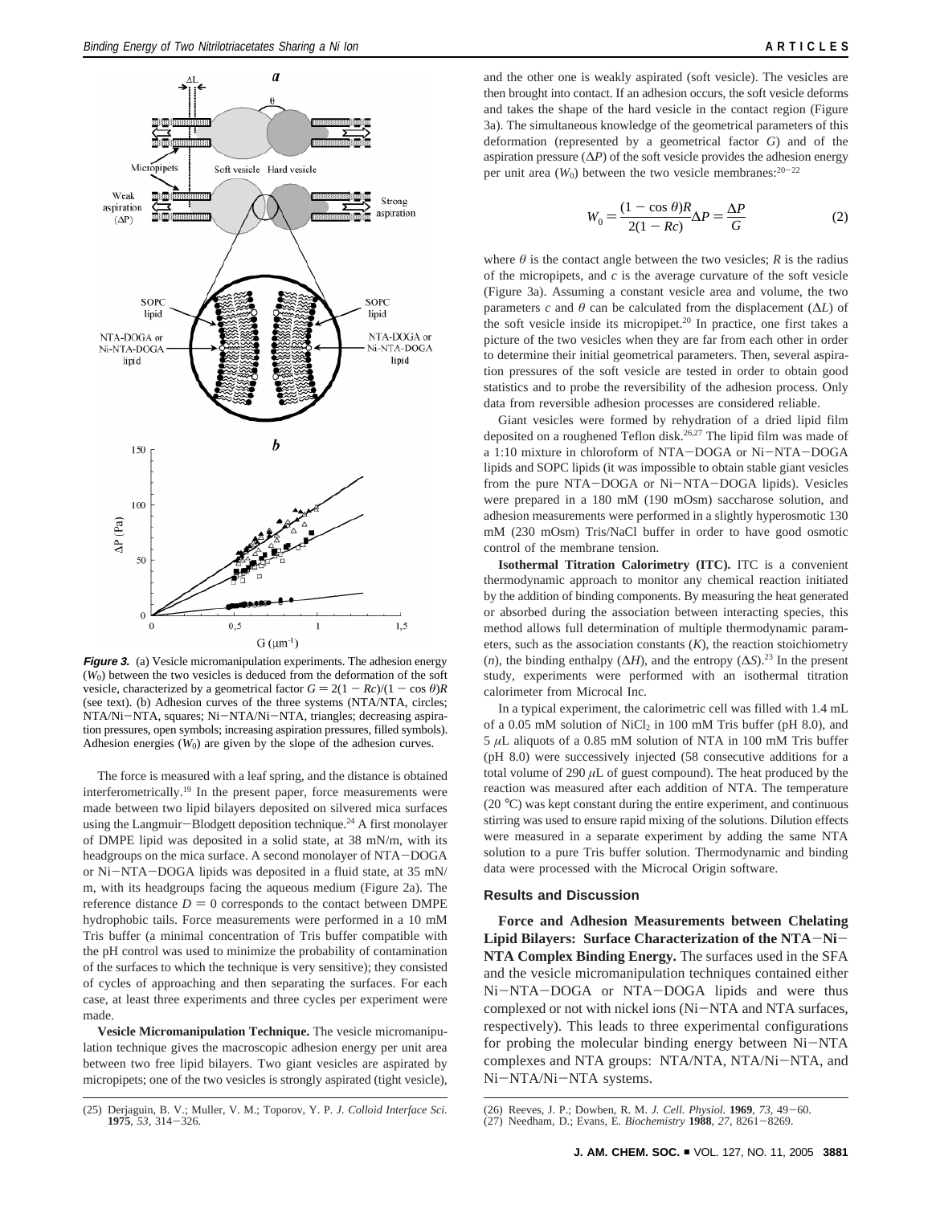**Figure 3.** (a) Vesicle micromanipulation experiments. The adhesion energy ($W_0$) between the two vesicles is deduced from the deformation of the soft vesicle, characterized by a geometrical factor $G = 2(1 - Rc)/(1 - \cos\theta)R$ (see text). (b) Adhesion curves of the three systems (NTA/NTA, circles; NTA/Ni−NTA, squares; Ni−NTA/Ni−NTA, triangles; decreasing aspiration pressures, open symbols; increasing aspiration pressures, filled symbols). Adhesion energies ($W_0$) are given by the slope of the adhesion curves.

The force is measured with a leaf spring, and the distance is obtained interferometrically.[19] In the present paper, force measurements were made between two lipid bilayers deposited on silvered mica surfaces using the Langmuir−Blodgett deposition technique.[24] A first monolayer of DMPE lipid was deposited in a solid state, at 38 mN/m, with its headgroups on the mica surface. A second monolayer of NTA−DOGA or Ni−NTA−DOGA lipids was deposited in a fluid state, at 35 mN/m, with its headgroups facing the aqueous medium (Figure 2a). The reference distance $D = 0$ corresponds to the contact between DMPE hydrophobic tails. Force measurements were performed in a 10 mM Tris buffer (a minimal concentration of Tris buffer compatible with the pH control was used to minimize the probability of contamination of the surfaces to which the technique is very sensitive); they consisted of cycles of approaching and then separating the surfaces. For each case, at least three experiments and three cycles per experiment were made.

**Vesicle Micromanipulation Technique.** The vesicle micromanipulation technique gives the macroscopic adhesion energy per unit area between two free lipid bilayers. Two giant vesicles are aspirated by micropipets; one of the two vesicles is strongly aspirated (tight vesicle), and the other one is weakly aspirated (soft vesicle). The vesicles are then brought into contact. If an adhesion occurs, the soft vesicle deforms and takes the shape of the hard vesicle in the contact region (Figure 3a). The simultaneous knowledge of the geometrical parameters of this deformation (represented by a geometrical factor $G$) and of the aspiration pressure ($\Delta P$) of the soft vesicle provides the adhesion energy per unit area ($W_0$) between the two vesicle membranes:[20−22]

$$W_0 = \frac{(1 - \cos\theta)R}{2(1 - Rc)}\Delta P = \frac{\Delta P}{G} \tag{2}$$

where $\theta$ is the contact angle between the two vesicles; $R$ is the radius of the micropipets, and $c$ is the average curvature of the soft vesicle (Figure 3a). Assuming a constant vesicle area and volume, the two parameters $c$ and $\theta$ can be calculated from the displacement ($\Delta L$) of the soft vesicle inside its micropipet.[20] In practice, one first takes a picture of the two vesicles when they are far from each other in order to determine their initial geometrical parameters. Then, several aspiration pressures of the soft vesicle are tested in order to obtain good statistics and to probe the reversibility of the adhesion process. Only data from reversible adhesion processes are considered reliable.

Giant vesicles were formed by rehydration of a dried lipid film deposited on a roughened Teflon disk.[26,27] The lipid film was made of a 1:10 mixture in chloroform of NTA−DOGA or Ni−NTA−DOGA lipids and SOPC lipids (it was impossible to obtain stable giant vesicles from the pure NTA−DOGA or Ni−NTA−DOGA lipids). Vesicles were prepared in a 180 mM (190 mOsm) saccharose solution, and adhesion measurements were performed in a slightly hyperosmotic 130 mM (230 mOsm) Tris/NaCl buffer in order to have good osmotic control of the membrane tension.

**Isothermal Titration Calorimetry (ITC).** ITC is a convenient thermodynamic approach to monitor any chemical reaction initiated by the addition of binding components. By measuring the heat generated or absorbed during the association between interacting species, this method allows full determination of multiple thermodynamic parameters, such as the association constants ($K$), the reaction stoichiometry ($n$), the binding enthalpy ($\Delta H$), and the entropy ($\Delta S$).[23] In the present study, experiments were performed with an isothermal titration calorimeter from Microcal Inc.

In a typical experiment, the calorimetric cell was filled with 1.4 mL of a 0.05 mM solution of $NiCl_2$ in 100 mM Tris buffer (pH 8.0), and 5 $\mu$L aliquots of a 0.85 mM solution of NTA in 100 mM Tris buffer (pH 8.0) were successively injected (58 consecutive additions for a total volume of 290 $\mu$L of guest compound). The heat produced by the reaction was measured after each addition of NTA. The temperature (20 °C) was kept constant during the entire experiment, and continuous stirring was used to ensure rapid mixing of the solutions. Dilution effects were measured in a separate experiment by adding the same NTA solution to a pure Tris buffer solution. Thermodynamic and binding data were processed with the Microcal Origin software.

## Results and Discussion

**Force and Adhesion Measurements between Chelating Lipid Bilayers: Surface Characterization of the NTA−Ni−NTA Complex Binding Energy.** The surfaces used in the SFA and the vesicle micromanipulation techniques contained either Ni−NTA−DOGA or NTA−DOGA lipids and were thus complexed or not with nickel ions (Ni−NTA and NTA surfaces, respectively). This leads to three experimental configurations for probing the molecular binding energy between Ni−NTA complexes and NTA groups: NTA/NTA, NTA/Ni−NTA, and Ni−NTA/Ni−NTA systems.

(25) Derjaguin, B. V.; Muller, V. M.; Toporov, Y. P. *J. Colloid Interface Sci.* **1975**, *53*, 314−326.

(26) Reeves, J. P.; Dowben, R. M. *J. Cell. Physiol.* **1969**, *73*, 49−60.

(27) Needham, D.; Evans, E. *Biochemistry* **1988**, *27*, 8261−8269.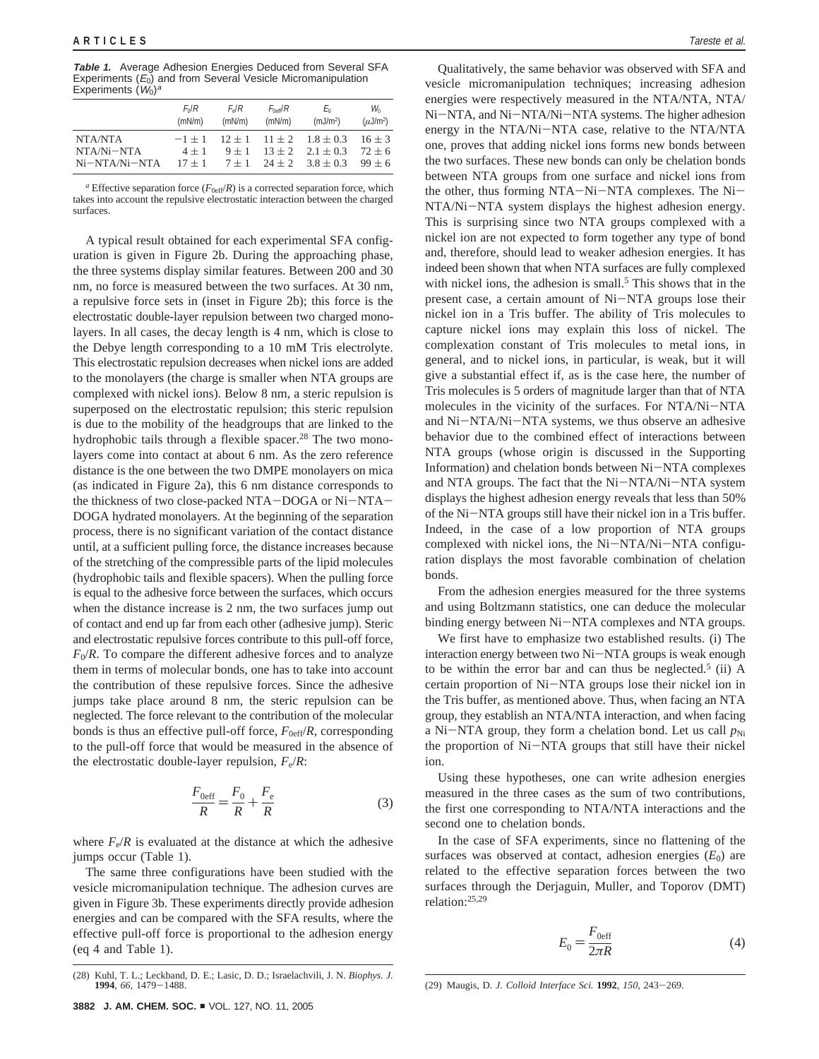**Table 1.** Average Adhesion Energies Deduced from Several SFA Experiments ($E_0$) and from Several Vesicle Micromanipulation Experiments ($W_0$)[a]

| | $F_0/R$ (mN/m) | $F_e/R$ (mN/m) | $F_{0eff}/R$ (mN/m) | $E_0$ (mJ/m²) | $W_0$ (μJ/m²) |
|---|---|---|---|---|---|
| NTA/NTA | −1 ± 1 | 12 ± 1 | 11 ± 2 | 1.8 ± 0.3 | 16 ± 3 |
| NTA/Ni−NTA | 4 ± 1 | 9 ± 1 | 13 ± 2 | 2.1 ± 0.3 | 72 ± 6 |
| Ni−NTA/Ni−NTA | 17 ± 1 | 7 ± 1 | 24 ± 2 | 3.8 ± 0.3 | 99 ± 6 |

[a] Effective separation force ($F_{0eff}/R$) is a corrected separation force, which takes into account the repulsive electrostatic interaction between the charged surfaces.

A typical result obtained for each experimental SFA configuration is given in Figure 2b. During the approaching phase, the three systems display similar features. Between 200 and 30 nm, no force is measured between the two surfaces. At 30 nm, a repulsive force sets in (inset in Figure 2b); this force is the electrostatic double-layer repulsion between two charged monolayers. In all cases, the decay length is 4 nm, which is close to the Debye length corresponding to a 10 mM Tris electrolyte. This electrostatic repulsion decreases when nickel ions are added to the monolayers (the charge is smaller when NTA groups are complexed with nickel ions). Below 8 nm, a steric repulsion is superposed on the electrostatic repulsion; this steric repulsion is due to the mobility of the headgroups that are linked to the hydrophobic tails through a flexible spacer.[28] The two monolayers come into contact at about 6 nm. As the zero reference distance is the one between the two DMPE monolayers on mica (as indicated in Figure 2a), this 6 nm distance corresponds to the thickness of two close-packed NTA−DOGA or Ni−NTA−DOGA hydrated monolayers. At the beginning of the separation process, there is no significant variation of the contact distance until, at a sufficient pulling force, the distance increases because of the stretching of the compressible parts of the lipid molecules (hydrophobic tails and flexible spacers). When the pulling force is equal to the adhesive force between the surfaces, which occurs when the distance increase is 2 nm, the two surfaces jump out of contact and end up far from each other (adhesive jump). Steric and electrostatic repulsive forces contribute to this pull-off force, $F_0/R$. To compare the different adhesive forces and to analyze them in terms of molecular bonds, one has to take into account the contribution of these repulsive forces. Since the adhesive jumps take place around 8 nm, the steric repulsion can be neglected. The force relevant to the contribution of the molecular bonds is thus an effective pull-off force, $F_{0eff}/R$, corresponding to the pull-off force that would be measured in the absence of the electrostatic double-layer repulsion, $F_e/R$:

$$\frac{F_{0eff}}{R} = \frac{F_0}{R} + \frac{F_e}{R} \tag{3}$$

where $F_e/R$ is evaluated at the distance at which the adhesive jumps occur (Table 1).

The same three configurations have been studied with the vesicle micromanipulation technique. The adhesion curves are given in Figure 3b. These experiments directly provide adhesion energies and can be compared with the SFA results, where the effective pull-off force is proportional to the adhesion energy (eq 4 and Table 1).

Qualitatively, the same behavior was observed with SFA and vesicle micromanipulation techniques; increasing adhesion energies were respectively measured in the NTA/NTA, NTA/Ni−NTA, and Ni−NTA/Ni−NTA systems. The higher adhesion energy in the NTA/Ni−NTA case, relative to the NTA/NTA one, proves that adding nickel ions forms new bonds between the two surfaces. These new bonds can only be chelation bonds between NTA groups from one surface and nickel ions from the other, thus forming NTA−Ni−NTA complexes. The Ni−NTA/Ni−NTA system displays the highest adhesion energy. This is surprising since two NTA groups complexed with a nickel ion are not expected to form together any type of bond and, therefore, should lead to weaker adhesion energies. It has indeed been shown that when NTA surfaces are fully complexed with nickel ions, the adhesion is small.[5] This shows that in the present case, a certain amount of Ni−NTA groups lose their nickel ion in a Tris buffer. The ability of Tris molecules to capture nickel ions may explain this loss of nickel. The complexation constant of Tris molecules to metal ions, in general, and to nickel ions, in particular, is weak, but it will give a substantial effect if, as is the case here, the number of Tris molecules is 5 orders of magnitude larger than that of NTA molecules in the vicinity of the surfaces. For NTA/Ni−NTA and Ni−NTA/Ni−NTA systems, we thus observe an adhesive behavior due to the combined effect of interactions between NTA groups (whose origin is discussed in the Supporting Information) and chelation bonds between Ni−NTA complexes and NTA groups. The fact that the Ni−NTA/Ni−NTA system displays the highest adhesion energy reveals that less than 50% of the Ni−NTA groups still have their nickel ion in a Tris buffer. Indeed, in the case of a low proportion of NTA groups complexed with nickel ions, the Ni−NTA/Ni−NTA configuration displays the most favorable combination of chelation bonds.

From the adhesion energies measured for the three systems and using Boltzmann statistics, one can deduce the molecular binding energy between Ni−NTA complexes and NTA groups.

We first have to emphasize two established results. (i) The interaction energy between two Ni−NTA groups is weak enough to be within the error bar and can thus be neglected.[5] (ii) A certain proportion of Ni−NTA groups lose their nickel ion in the Tris buffer, as mentioned above. Thus, when facing an NTA group, they establish an NTA/NTA interaction, and when facing a Ni−NTA group, they form a chelation bond. Let us call $p_{Ni}$ the proportion of Ni−NTA groups that still have their nickel ion.

Using these hypotheses, one can write adhesion energies measured in the three cases as the sum of two contributions, the first one corresponding to NTA/NTA interactions and the second one to chelation bonds.

In the case of SFA experiments, since no flattening of the surfaces was observed at contact, adhesion energies ($E_0$) are related to the effective separation forces between the two surfaces through the Derjaguin, Muller, and Toporov (DMT) relation:[25,29]

$$E_0 = \frac{F_{0eff}}{2\pi R} \tag{4}$$

(28) Kuhl, T. L.; Leckband, D. E.; Lasic, D. D.; Israelachvili, J. N. *Biophys. J.* **1994**, *66*, 1479−1488.

(29) Maugis, D. *J. Colloid Interface Sci.* **1992**, *150*, 243−269.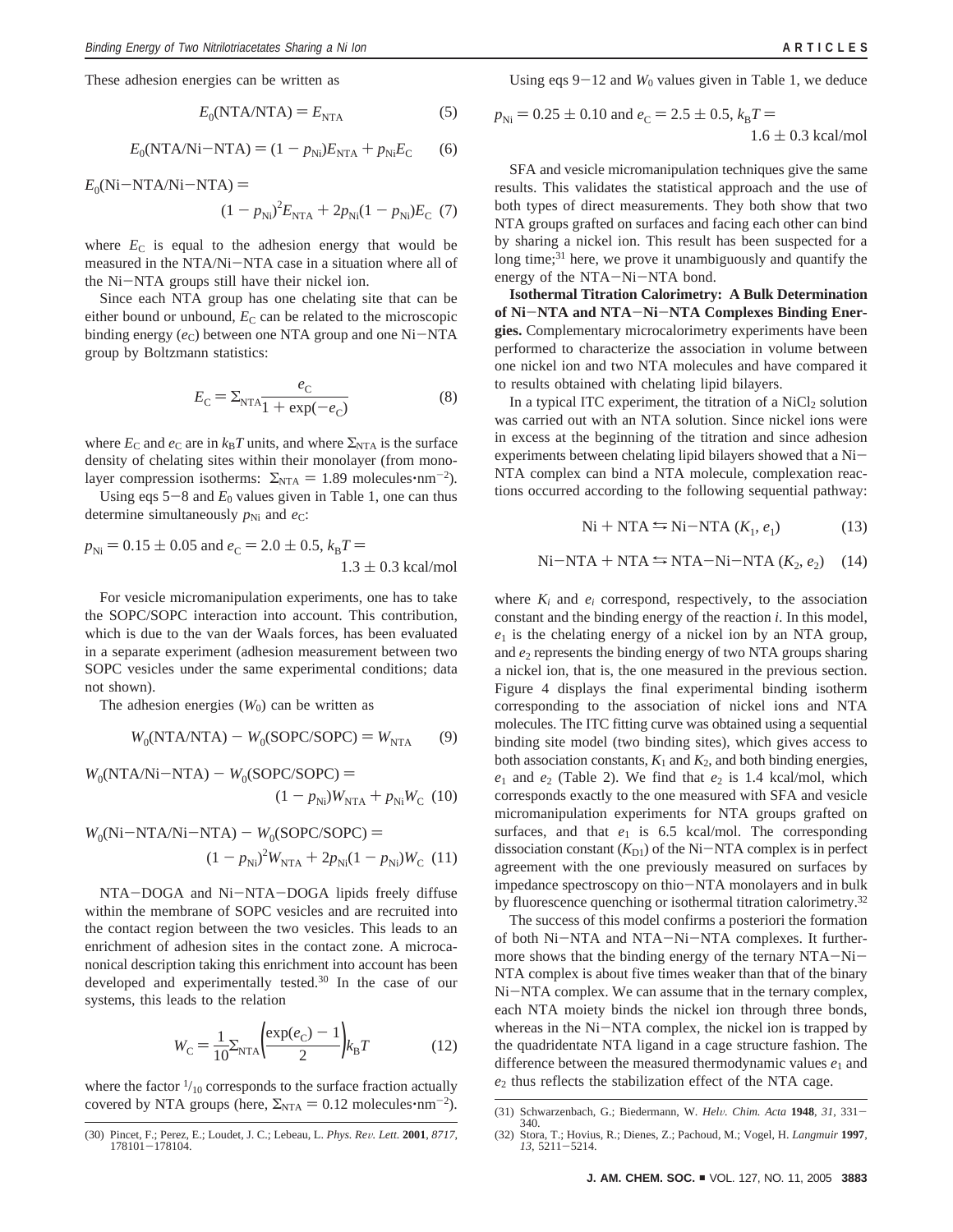These adhesion energies can be written as

$$E_0(\text{NTA/NTA}) = E_{\text{NTA}} \tag{5}$$

$$E_0(\text{NTA/Ni-NTA}) = (1 - p_{\text{Ni}})E_{\text{NTA}} + p_{\text{Ni}}E_{\text{C}} \tag{6}$$

$$E_0(\text{Ni-NTA/Ni-NTA}) = (1 - p_{\text{Ni}})^2 E_{\text{NTA}} + 2p_{\text{Ni}}(1 - p_{\text{Ni}})E_{\text{C}} \tag{7}$$

where $E_C$ is equal to the adhesion energy that would be measured in the NTA/Ni−NTA case in a situation where all of the Ni−NTA groups still have their nickel ion.

Since each NTA group has one chelating site that can be either bound or unbound, $E_C$ can be related to the microscopic binding energy ($e_C$) between one NTA group and one Ni−NTA group by Boltzmann statistics:

$$E_{\text{C}} = \Sigma_{\text{NTA}} \frac{e_{\text{C}}}{1 + \exp(-e_{\text{C}})} \tag{8}$$

where $E_C$ and $e_C$ are in $k_BT$ units, and where $\Sigma_{\text{NTA}}$ is the surface density of chelating sites within their monolayer (from monolayer compression isotherms: $\Sigma_{\text{NTA}} = 1.89$ molecules·nm$^{-2}$).

Using eqs 5−8 and $E_0$ values given in Table 1, one can thus determine simultaneously $p_{\text{Ni}}$ and $e_C$:

$$p_{\text{Ni}} = 0.15 \pm 0.05 \text{ and } e_{\text{C}} = 2.0 \pm 0.5,\ k_BT = 1.3 \pm 0.3 \text{ kcal/mol}$$

For vesicle micromanipulation experiments, one has to take the SOPC/SOPC interaction into account. This contribution, which is due to the van der Waals forces, has been evaluated in a separate experiment (adhesion measurement between two SOPC vesicles under the same experimental conditions; data not shown).

The adhesion energies ($W_0$) can be written as

$$W_0(\text{NTA/NTA}) - W_0(\text{SOPC/SOPC}) = W_{\text{NTA}} \tag{9}$$

$$W_0(\text{NTA/Ni-NTA}) - W_0(\text{SOPC/SOPC}) = (1 - p_{\text{Ni}})W_{\text{NTA}} + p_{\text{Ni}}W_{\text{C}} \tag{10}$$

$$W_0(\text{Ni-NTA/Ni-NTA}) - W_0(\text{SOPC/SOPC}) = (1 - p_{\text{Ni}})^2 W_{\text{NTA}} + 2p_{\text{Ni}}(1 - p_{\text{Ni}})W_{\text{C}} \tag{11}$$

NTA−DOGA and Ni−NTA−DOGA lipids freely diffuse within the membrane of SOPC vesicles and are recruited into the contact region between the two vesicles. This leads to an enrichment of adhesion sites in the contact zone. A microcanonical description taking this enrichment into account has been developed and experimentally tested.[30] In the case of our systems, this leads to the relation

$$W_{\text{C}} = \frac{1}{10}\Sigma_{\text{NTA}}\left(\frac{\exp(e_{\text{C}}) - 1}{2}\right)k_BT \tag{12}$$

where the factor $^1/_{10}$ corresponds to the surface fraction actually covered by NTA groups (here, $\Sigma_{\text{NTA}} = 0.12$ molecules·nm$^{-2}$).

Using eqs 9−12 and $W_0$ values given in Table 1, we deduce

$$p_{\text{Ni}} = 0.25 \pm 0.10 \text{ and } e_{\text{C}} = 2.5 \pm 0.5,\ k_BT = 1.6 \pm 0.3 \text{ kcal/mol}$$

SFA and vesicle micromanipulation techniques give the same results. This validates the statistical approach and the use of both types of direct measurements. They both show that two NTA groups grafted on surfaces and facing each other can bind by sharing a nickel ion. This result has been suspected for a long time;[31] here, we prove it unambiguously and quantify the energy of the NTA−Ni−NTA bond.

**Isothermal Titration Calorimetry: A Bulk Determination of Ni−NTA and NTA−Ni−NTA Complexes Binding Energies.** Complementary microcalorimetry experiments have been performed to characterize the association in volume between one nickel ion and two NTA molecules and have compared it to results obtained with chelating lipid bilayers.

In a typical ITC experiment, the titration of a $NiCl_2$ solution was carried out with an NTA solution. Since nickel ions were in excess at the beginning of the titration and since adhesion experiments between chelating lipid bilayers showed that a Ni−NTA complex can bind a NTA molecule, complexation reactions occurred according to the following sequential pathway:

$$\text{Ni} + \text{NTA} \leftrightarrows \text{Ni-NTA}\ (K_1, e_1) \tag{13}$$

$$\text{Ni-NTA} + \text{NTA} \leftrightarrows \text{NTA-Ni-NTA}\ (K_2, e_2) \tag{14}$$

where $K_i$ and $e_i$ correspond, respectively, to the association constant and the binding energy of the reaction $i$. In this model, $e_1$ is the chelating energy of a nickel ion by an NTA group, and $e_2$ represents the binding energy of two NTA groups sharing a nickel ion, that is, the one measured in the previous section. Figure 4 displays the final experimental binding isotherm corresponding to the association of nickel ions and NTA molecules. The ITC fitting curve was obtained using a sequential binding site model (two binding sites), which gives access to both association constants, $K_1$ and $K_2$, and both binding energies, $e_1$ and $e_2$ (Table 2). We find that $e_2$ is 1.4 kcal/mol, which corresponds exactly to the one measured with SFA and vesicle micromanipulation experiments for NTA groups grafted on surfaces, and that $e_1$ is 6.5 kcal/mol. The corresponding dissociation constant ($K_{D1}$) of the Ni−NTA complex is in perfect agreement with the one previously measured on surfaces by impedance spectroscopy on thio−NTA monolayers and in bulk by fluorescence quenching or isothermal titration calorimetry.[32]

The success of this model confirms a posteriori the formation of both Ni−NTA and NTA−Ni−NTA complexes. It furthermore shows that the binding energy of the ternary NTA−Ni−NTA complex is about five times weaker than that of the binary Ni−NTA complex. We can assume that in the ternary complex, each NTA moiety binds the nickel ion through three bonds, whereas in the Ni−NTA complex, the nickel ion is trapped by the quadridentate NTA ligand in a cage structure fashion. The difference between the measured thermodynamic values $e_1$ and $e_2$ thus reflects the stabilization effect of the NTA cage.

(30) Pincet, F.; Perez, E.; Loudet, J. C.; Lebeau, L. *Phys. Rev. Lett.* **2001**, *8717*, 178101−178104.

(31) Schwarzenbach, G.; Biedermann, W. *Helv. Chim. Acta* **1948**, *31*, 331−340.

(32) Stora, T.; Hovius, R.; Dienes, Z.; Pachoud, M.; Vogel, H. *Langmuir* **1997**, *13*, 5211−5214.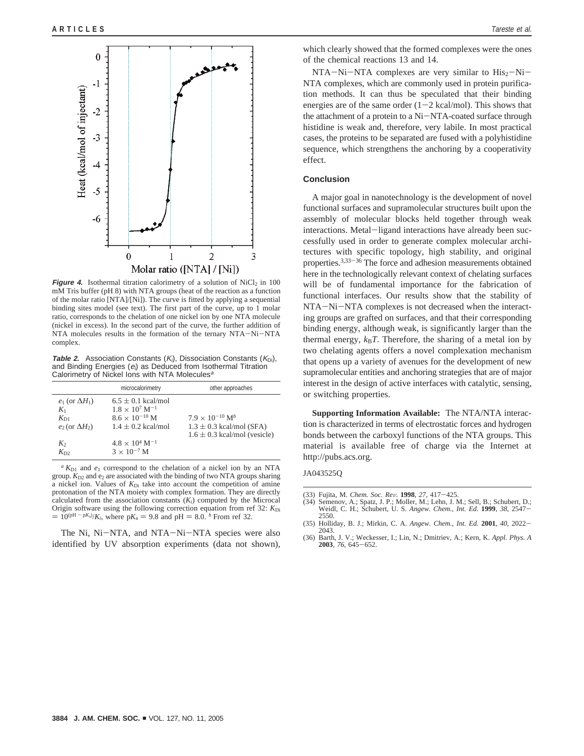0
-1
-2
-3
-4
-5
-6

Heat (kcal/mol of injectant)

0
1
2
3

Molar ratio ([NTA] / [Ni])

***Figure 4.*** Isothermal titration calorimetry of a solution of $NiCl_2$ in 100 mM Tris buffer (pH 8) with NTA groups (heat of the reaction as a function of the molar ratio [NTA]/[Ni]). The curve is fitted by applying a sequential binding sites model (see text). The first part of the curve, up to 1 molar ratio, corresponds to the chelation of one nickel ion by one NTA molecule (nickel in excess). In the second part of the curve, the further addition of NTA molecules results in the formation of the ternary NTA–Ni–NTA complex.

***Table 2.*** Association Constants ($K_i$), Dissociation Constants ($K_{Di}$), and Binding Energies ($e_i$) as Deduced from Isothermal Titration Calorimetry of Nickel Ions with NTA Molecules[a]

| | microcalorimetry | other approaches |
|---|---|---|
| $e_1$ (or $\Delta H_1$) | $6.5 \pm 0.1$ kcal/mol | |
| $K_1$ | $1.8 \times 10^{7}$ M$^{-1}$ | |
| $K_{D1}$ | $8.6 \times 10^{-10}$ M | $7.9 \times 10^{-10}$ M[b] |
| $e_2$ (or $\Delta H_2$) | $1.4 \pm 0.2$ kcal/mol | $1.3 \pm 0.3$ kcal/mol (SFA)<br>$1.6 \pm 0.3$ kcal/mol (vesicle) |
| $K_2$ | $4.8 \times 10^{4}$ M$^{-1}$ | |
| $K_{D2}$ | $3 \times 10^{-7}$ M | |

[a] $K_{D1}$ and $e_1$ correspond to the chelation of a nickel ion by an NTA group. $K_{D2}$ and $e_2$ are associated with the binding of two NTA groups sharing a nickel ion. Values of $K_{Di}$ take into account the competition of amine protonation of the NTA moiety with complex formation. They are directly calculated from the association constants ($K_i$) computed by the Microcal Origin software using the following correction equation from ref 32: $K_{Di} = 10^{(pH - pK_a)}/K_i$, where $pK_a = 9.8$ and pH = 8.0. [b] From ref 32.

The Ni, Ni–NTA, and NTA–Ni–NTA species were also identified by UV absorption experiments (data not shown), which clearly showed that the formed complexes were the ones of the chemical reactions 13 and 14.

NTA–Ni–NTA complexes are very similar to $His_2$–Ni–NTA complexes, which are commonly used in protein purification methods. It can thus be speculated that their binding energies are of the same order (1–2 kcal/mol). This shows that the attachment of a protein to a Ni–NTA-coated surface through histidine is weak and, therefore, very labile. In most practical cases, the proteins to be separated are fused with a polyhistidine sequence, which strengthens the anchoring by a cooperativity effect.

## Conclusion

A major goal in nanotechnology is the development of novel functional surfaces and supramolecular structures built upon the assembly of molecular blocks held together through weak interactions. Metal–ligand interactions have already been successfully used in order to generate complex molecular architectures with specific topology, high stability, and original properties.[3,33–36] The force and adhesion measurements obtained here in the technologically relevant context of chelating surfaces will be of fundamental importance for the fabrication of functional interfaces. Our results show that the stability of NTA–Ni–NTA complexes is not decreased when the interacting groups are grafted on surfaces, and that their corresponding binding energy, although weak, is significantly larger than the thermal energy, $k_BT$. Therefore, the sharing of a metal ion by two chelating agents offers a novel complexation mechanism that opens up a variety of avenues for the development of new supramolecular entities and anchoring strategies that are of major interest in the design of active interfaces with catalytic, sensing, or switching properties.

**Supporting Information Available:** The NTA/NTA interaction is characterized in terms of electrostatic forces and hydrogen bonds between the carboxyl functions of the NTA groups. This material is available free of charge via the Internet at http://pubs.acs.org.

JA043525Q

(33) Fujita, M. *Chem. Soc. Rev.* **1998**, *27*, 417–425.
(34) Semenov, A.; Spatz, J. P.; Moller, M.; Lehn, J. M.; Sell, B.; Schubert, D.; Weidl, C. H.; Schubert, U. S. *Angew. Chem., Int. Ed.* **1999**, *38*, 2547–2550.
(35) Holliday, B. J.; Mirkin, C. A. *Angew. Chem., Int. Ed.* **2001**, *40*, 2022–2043.
(36) Barth, J. V.; Weckesser, I.; Lin, N.; Dmitriev, A.; Kern, K. *Appl. Phys. A* **2003**, *76*, 645–652.